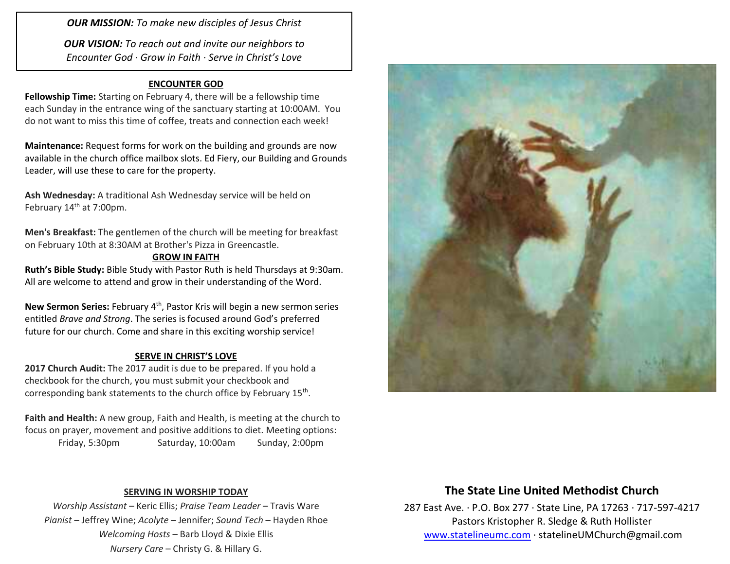***OUR MISSION:*** *To make new disciples of Jesus Christ*

***OUR VISION:*** *To reach out and invite our neighbors to Encounter God · Grow in Faith · Serve in Christ's Love*

## ENCOUNTER GOD

**Fellowship Time:** Starting on February 4, there will be a fellowship time each Sunday in the entrance wing of the sanctuary starting at 10:00AM. You do not want to miss this time of coffee, treats and connection each week!

**Maintenance:** Request forms for work on the building and grounds are now available in the church office mailbox slots. Ed Fiery, our Building and Grounds Leader, will use these to care for the property.

**Ash Wednesday:** A traditional Ash Wednesday service will be held on February 14th at 7:00pm.

**Men's Breakfast:** The gentlemen of the church will be meeting for breakfast on February 10th at 8:30AM at Brother's Pizza in Greencastle.

## GROW IN FAITH

**Ruth's Bible Study:** Bible Study with Pastor Ruth is held Thursdays at 9:30am. All are welcome to attend and grow in their understanding of the Word.

**New Sermon Series:** February 4th, Pastor Kris will begin a new sermon series entitled *Brave and Strong*. The series is focused around God's preferred future for our church. Come and share in this exciting worship service!

## SERVE IN CHRIST'S LOVE

**2017 Church Audit:** The 2017 audit is due to be prepared. If you hold a checkbook for the church, you must submit your checkbook and corresponding bank statements to the church office by February 15th.

**Faith and Health:** A new group, Faith and Health, is meeting at the church to focus on prayer, movement and positive additions to diet. Meeting options:

Friday, 5:30pm    Saturday, 10:00am    Sunday, 2:00pm

## SERVING IN WORSHIP TODAY

*Worship Assistant* – Keric Ellis; *Praise Team Leader* – Travis Ware
*Pianist* – Jeffrey Wine; *Acolyte* – Jennifer; *Sound Tech* – Hayden Rhoe
*Welcoming Hosts* – Barb Lloyd & Dixie Ellis
*Nursery Care* – Christy G. & Hillary G.

## The State Line United Methodist Church

287 East Ave. · P.O. Box 277 · State Line, PA 17263 · 717-597-4217
Pastors Kristopher R. Sledge & Ruth Hollister
www.statelineumc.com · statelineUMChurch@gmail.com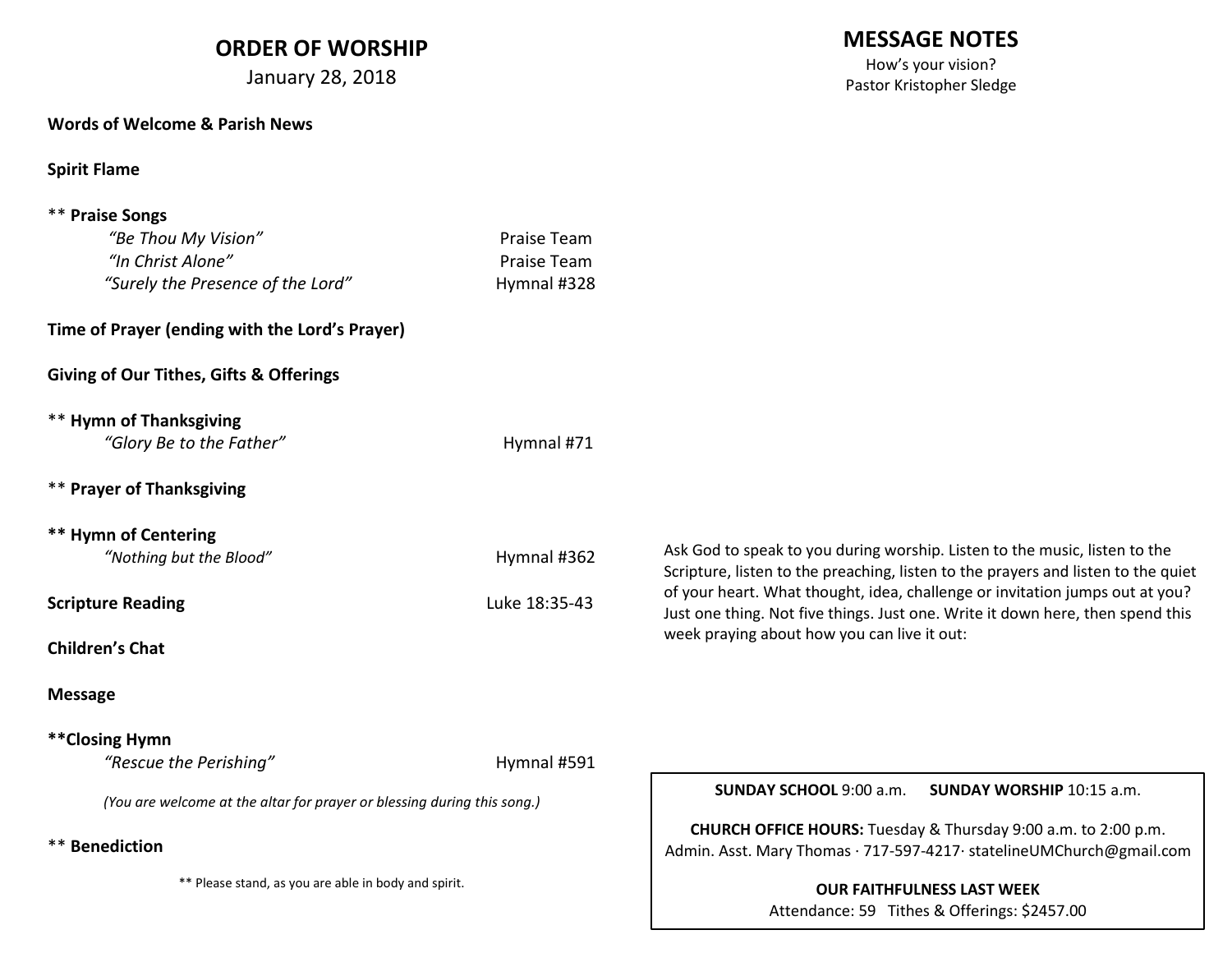## ORDER OF WORSHIP

January 28, 2018

**Words of Welcome & Parish News**

**Spirit Flame**

** **Praise Songs**

| | |
|---|---|
| *"Be Thou My Vision"* | Praise Team |
| *"In Christ Alone"* | Praise Team |
| *"Surely the Presence of the Lord"* | Hymnal #328 |

**Time of Prayer (ending with the Lord's Prayer)**

**Giving of Our Tithes, Gifts & Offerings**

** **Hymn of Thanksgiving**

*"Glory Be to the Father"* Hymnal #71

** **Prayer of Thanksgiving**

**** Hymn of Centering**

*"Nothing but the Blood"* Hymnal #362

**Scripture Reading** Luke 18:35-43

**Children's Chat**

**Message**

****Closing Hymn**

*"Rescue the Perishing"* Hymnal #591

*(You are welcome at the altar for prayer or blessing during this song.)*

** **Benediction**

** Please stand, as you are able in body and spirit.

## MESSAGE NOTES

How's your vision?
Pastor Kristopher Sledge

Ask God to speak to you during worship. Listen to the music, listen to the Scripture, listen to the preaching, listen to the prayers and listen to the quiet of your heart. What thought, idea, challenge or invitation jumps out at you? Just one thing. Not five things. Just one. Write it down here, then spend this week praying about how you can live it out:

**SUNDAY SCHOOL** 9:00 a.m. **SUNDAY WORSHIP** 10:15 a.m.

**CHURCH OFFICE HOURS:** Tuesday & Thursday 9:00 a.m. to 2:00 p.m.
Admin. Asst. Mary Thomas · 717-597-4217· statelineUMChurch@gmail.com

**OUR FAITHFULNESS LAST WEEK**
Attendance: 59 Tithes & Offerings: $2457.00